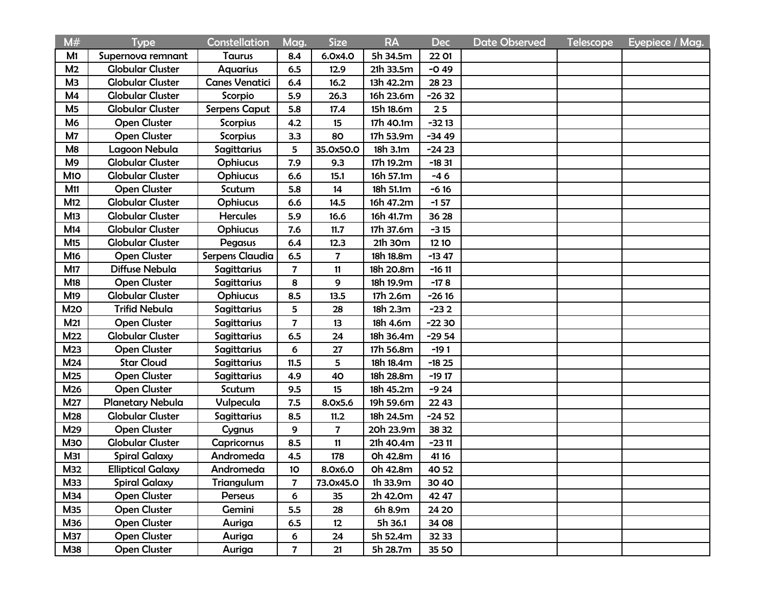| M# | Type | Constellation | Mag. | Size | RA | Dec | Date Observed | Telescope | Eyepiece / Mag. |
|---|---|---|---|---|---|---|---|---|---|
| M1 | Supernova remnant | Taurus | 8.4 | 6.0x4.0 | 5h 34.5m | 22 01 | | | |
| M2 | Globular Cluster | Aquarius | 6.5 | 12.9 | 21h 33.5m | -0 49 | | | |
| M3 | Globular Cluster | Canes Venatici | 6.4 | 16.2 | 13h 42.2m | 28 23 | | | |
| M4 | Globular Cluster | Scorpio | 5.9 | 26.3 | 16h 23.6m | -26 32 | | | |
| M5 | Globular Cluster | Serpens Caput | 5.8 | 17.4 | 15h 18.6m | 2 5 | | | |
| M6 | Open Cluster | Scorpius | 4.2 | 15 | 17h 40.1m | -32 13 | | | |
| M7 | Open Cluster | Scorpius | 3.3 | 80 | 17h 53.9m | -34 49 | | | |
| M8 | Lagoon Nebula | Sagittarius | 5 | 35.0x50.0 | 18h 3.1m | -24 23 | | | |
| M9 | Globular Cluster | Ophiucus | 7.9 | 9.3 | 17h 19.2m | -18 31 | | | |
| M10 | Globular Cluster | Ophiucus | 6.6 | 15.1 | 16h 57.1m | -4 6 | | | |
| M11 | Open Cluster | Scutum | 5.8 | 14 | 18h 51.1m | -6 16 | | | |
| M12 | Globular Cluster | Ophiucus | 6.6 | 14.5 | 16h 47.2m | -1 57 | | | |
| M13 | Globular Cluster | Hercules | 5.9 | 16.6 | 16h 41.7m | 36 28 | | | |
| M14 | Globular Cluster | Ophiucus | 7.6 | 11.7 | 17h 37.6m | -3 15 | | | |
| M15 | Globular Cluster | Pegasus | 6.4 | 12.3 | 21h 30m | 12 10 | | | |
| M16 | Open Cluster | Serpens Claudia | 6.5 | 7 | 18h 18.8m | -13 47 | | | |
| M17 | Diffuse Nebula | Sagittarius | 7 | 11 | 18h 20.8m | -16 11 | | | |
| M18 | Open Cluster | Sagittarius | 8 | 9 | 18h 19.9m | -17 8 | | | |
| M19 | Globular Cluster | Ophiucus | 8.5 | 13.5 | 17h 2.6m | -26 16 | | | |
| M20 | Trifid Nebula | Sagittarius | 5 | 28 | 18h 2.3m | -23 2 | | | |
| M21 | Open Cluster | Sagittarius | 7 | 13 | 18h 4.6m | -22 30 | | | |
| M22 | Globular Cluster | Sagittarius | 6.5 | 24 | 18h 36.4m | -29 54 | | | |
| M23 | Open Cluster | Sagittarius | 6 | 27 | 17h 56.8m | -19 1 | | | |
| M24 | Star Cloud | Sagittarius | 11.5 | 5 | 18h 18.4m | -18 25 | | | |
| M25 | Open Cluster | Sagittarius | 4.9 | 40 | 18h 28.8m | -19 17 | | | |
| M26 | Open Cluster | Scutum | 9.5 | 15 | 18h 45.2m | -9 24 | | | |
| M27 | Planetary Nebula | Vulpecula | 7.5 | 8.0x5.6 | 19h 59.6m | 22 43 | | | |
| M28 | Globular Cluster | Sagittarius | 8.5 | 11.2 | 18h 24.5m | -24 52 | | | |
| M29 | Open Cluster | Cygnus | 9 | 7 | 20h 23.9m | 38 32 | | | |
| M30 | Globular Cluster | Capricornus | 8.5 | 11 | 21h 40.4m | -23 11 | | | |
| M31 | Spiral Galaxy | Andromeda | 4.5 | 178 | 0h 42.8m | 41 16 | | | |
| M32 | Elliptical Galaxy | Andromeda | 10 | 8.0x6.0 | 0h 42.8m | 40 52 | | | |
| M33 | Spiral Galaxy | Triangulum | 7 | 73.0x45.0 | 1h 33.9m | 30 40 | | | |
| M34 | Open Cluster | Perseus | 6 | 35 | 2h 42.0m | 42 47 | | | |
| M35 | Open Cluster | Gemini | 5.5 | 28 | 6h 8.9m | 24 20 | | | |
| M36 | Open Cluster | Auriga | 6.5 | 12 | 5h 36.1 | 34 08 | | | |
| M37 | Open Cluster | Auriga | 6 | 24 | 5h 52.4m | 32 33 | | | |
| M38 | Open Cluster | Auriga | 7 | 21 | 5h 28.7m | 35 50 | | | |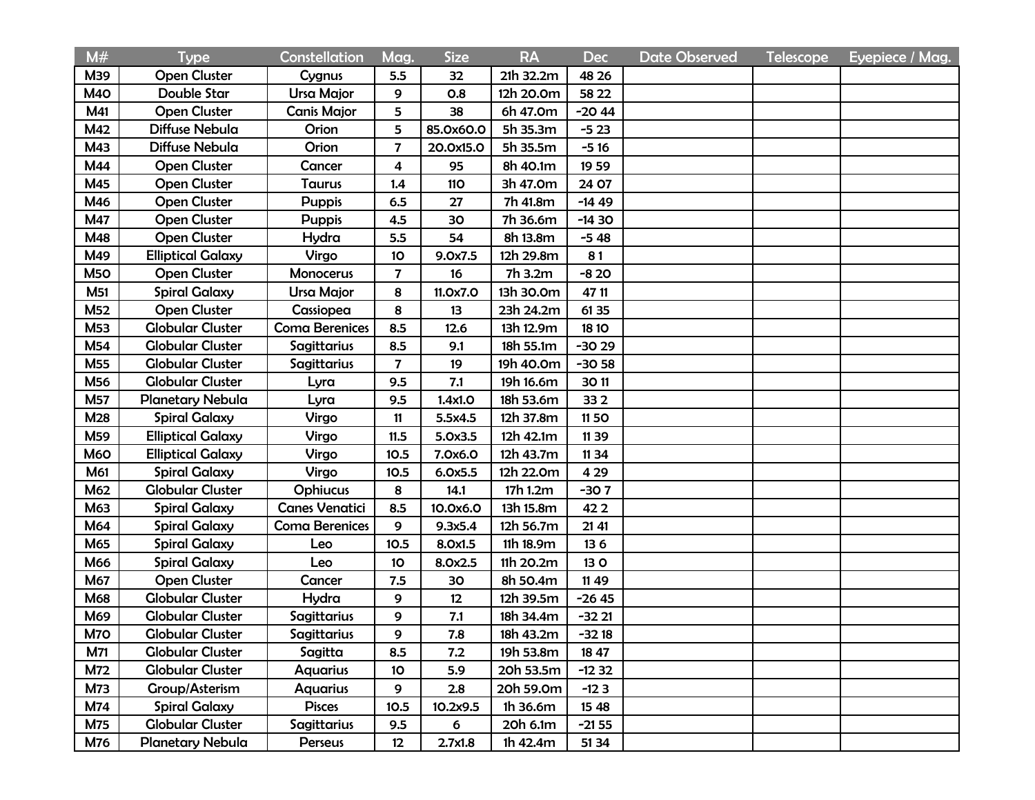| M# | Type | Constellation | Mag. | Size | RA | Dec | Date Observed | Telescope | Eyepiece / Mag. |
|---|---|---|---|---|---|---|---|---|---|
| M39 | Open Cluster | Cygnus | 5.5 | 32 | 21h 32.2m | 48 26 | | | |
| M40 | Double Star | Ursa Major | 9 | 0.8 | 12h 20.0m | 58 22 | | | |
| M41 | Open Cluster | Canis Major | 5 | 38 | 6h 47.0m | -20 44 | | | |
| M42 | Diffuse Nebula | Orion | 5 | 85.0x60.0 | 5h 35.3m | -5 23 | | | |
| M43 | Diffuse Nebula | Orion | 7 | 20.0x15.0 | 5h 35.5m | -5 16 | | | |
| M44 | Open Cluster | Cancer | 4 | 95 | 8h 40.1m | 19 59 | | | |
| M45 | Open Cluster | Taurus | 1.4 | 110 | 3h 47.0m | 24 07 | | | |
| M46 | Open Cluster | Puppis | 6.5 | 27 | 7h 41.8m | -14 49 | | | |
| M47 | Open Cluster | Puppis | 4.5 | 30 | 7h 36.6m | -14 30 | | | |
| M48 | Open Cluster | Hydra | 5.5 | 54 | 8h 13.8m | -5 48 | | | |
| M49 | Elliptical Galaxy | Virgo | 10 | 9.0x7.5 | 12h 29.8m | 8 1 | | | |
| M50 | Open Cluster | Monocerus | 7 | 16 | 7h 3.2m | -8 20 | | | |
| M51 | Spiral Galaxy | Ursa Major | 8 | 11.0x7.0 | 13h 30.0m | 47 11 | | | |
| M52 | Open Cluster | Cassiopea | 8 | 13 | 23h 24.2m | 61 35 | | | |
| M53 | Globular Cluster | Coma Berenices | 8.5 | 12.6 | 13h 12.9m | 18 10 | | | |
| M54 | Globular Cluster | Sagittarius | 8.5 | 9.1 | 18h 55.1m | -30 29 | | | |
| M55 | Globular Cluster | Sagittarius | 7 | 19 | 19h 40.0m | -30 58 | | | |
| M56 | Globular Cluster | Lyra | 9.5 | 7.1 | 19h 16.6m | 30 11 | | | |
| M57 | Planetary Nebula | Lyra | 9.5 | 1.4x1.0 | 18h 53.6m | 33 2 | | | |
| M28 | Spiral Galaxy | Virgo | 11 | 5.5x4.5 | 12h 37.8m | 11 50 | | | |
| M59 | Elliptical Galaxy | Virgo | 11.5 | 5.0x3.5 | 12h 42.1m | 11 39 | | | |
| M60 | Elliptical Galaxy | Virgo | 10.5 | 7.0x6.0 | 12h 43.7m | 11 34 | | | |
| M61 | Spiral Galaxy | Virgo | 10.5 | 6.0x5.5 | 12h 22.0m | 4 29 | | | |
| M62 | Globular Cluster | Ophiucus | 8 | 14.1 | 17h 1.2m | -30 7 | | | |
| M63 | Spiral Galaxy | Canes Venatici | 8.5 | 10.0x6.0 | 13h 15.8m | 42 2 | | | |
| M64 | Spiral Galaxy | Coma Berenices | 9 | 9.3x5.4 | 12h 56.7m | 21 41 | | | |
| M65 | Spiral Galaxy | Leo | 10.5 | 8.0x1.5 | 11h 18.9m | 13 6 | | | |
| M66 | Spiral Galaxy | Leo | 10 | 8.0x2.5 | 11h 20.2m | 13 0 | | | |
| M67 | Open Cluster | Cancer | 7.5 | 30 | 8h 50.4m | 11 49 | | | |
| M68 | Globular Cluster | Hydra | 9 | 12 | 12h 39.5m | -26 45 | | | |
| M69 | Globular Cluster | Sagittarius | 9 | 7.1 | 18h 34.4m | -32 21 | | | |
| M70 | Globular Cluster | Sagittarius | 9 | 7.8 | 18h 43.2m | -32 18 | | | |
| M71 | Globular Cluster | Sagitta | 8.5 | 7.2 | 19h 53.8m | 18 47 | | | |
| M72 | Globular Cluster | Aquarius | 10 | 5.9 | 20h 53.5m | -12 32 | | | |
| M73 | Group/Asterism | Aquarius | 9 | 2.8 | 20h 59.0m | -12 3 | | | |
| M74 | Spiral Galaxy | Pisces | 10.5 | 10.2x9.5 | 1h 36.6m | 15 48 | | | |
| M75 | Globular Cluster | Sagittarius | 9.5 | 6 | 20h 6.1m | -21 55 | | | |
| M76 | Planetary Nebula | Perseus | 12 | 2.7x1.8 | 1h 42.4m | 51 34 | | | |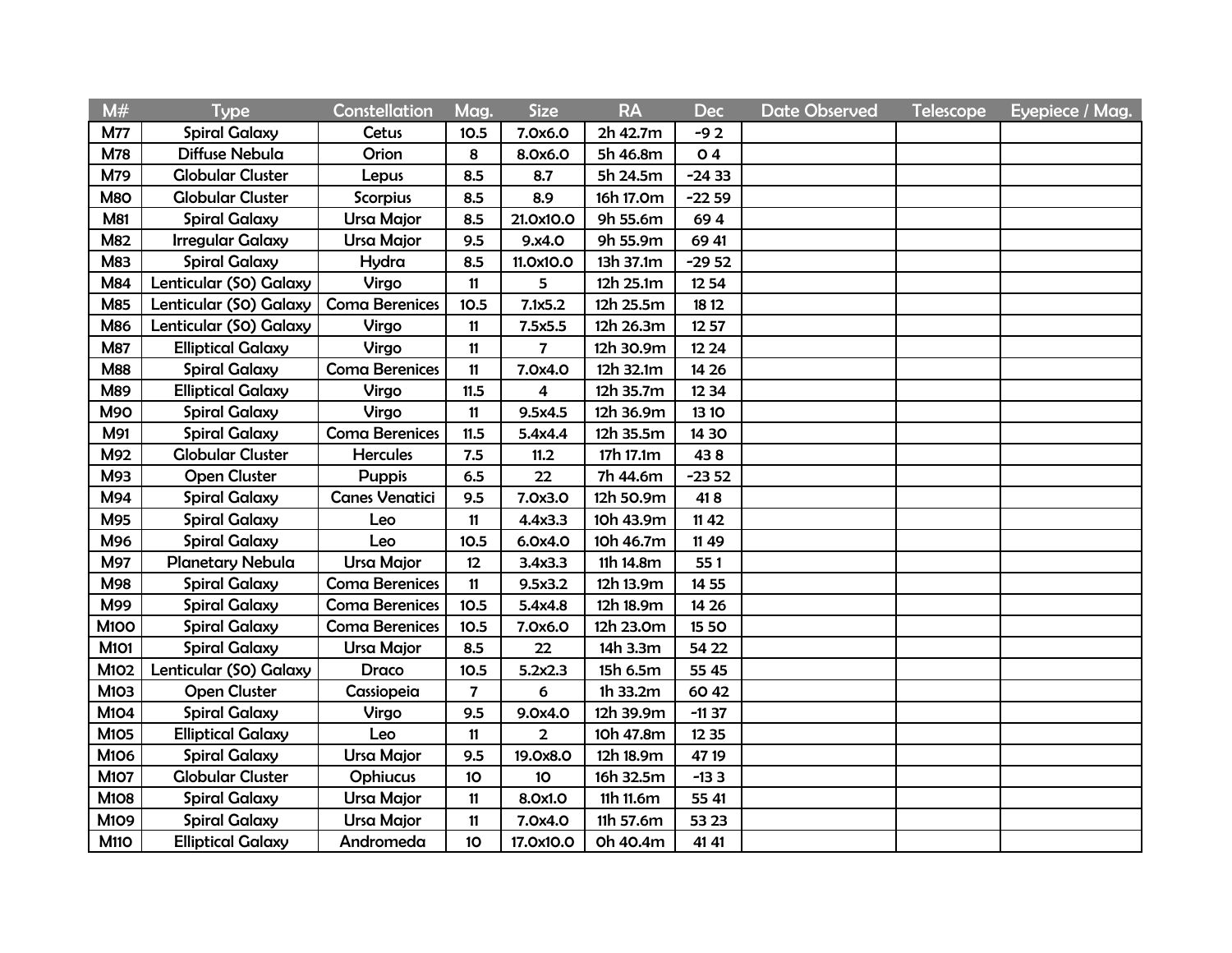| M# | Type | Constellation | Mag. | Size | RA | Dec | Date Observed | Telescope | Eyepiece / Mag. |
|---|---|---|---|---|---|---|---|---|---|
| M77 | Spiral Galaxy | Cetus | 10.5 | 7.0x6.0 | 2h 42.7m | -9 2 | | | |
| M78 | Diffuse Nebula | Orion | 8 | 8.0x6.0 | 5h 46.8m | 0 4 | | | |
| M79 | Globular Cluster | Lepus | 8.5 | 8.7 | 5h 24.5m | -24 33 | | | |
| M80 | Globular Cluster | Scorpius | 8.5 | 8.9 | 16h 17.0m | -22 59 | | | |
| M81 | Spiral Galaxy | Ursa Major | 8.5 | 21.0x10.0 | 9h 55.6m | 69 4 | | | |
| M82 | Irregular Galaxy | Ursa Major | 9.5 | 9.x4.0 | 9h 55.9m | 69 41 | | | |
| M83 | Spiral Galaxy | Hydra | 8.5 | 11.0x10.0 | 13h 37.1m | -29 52 | | | |
| M84 | Lenticular (S0) Galaxy | Virgo | 11 | 5 | 12h 25.1m | 12 54 | | | |
| M85 | Lenticular (S0) Galaxy | Coma Berenices | 10.5 | 7.1x5.2 | 12h 25.5m | 18 12 | | | |
| M86 | Lenticular (S0) Galaxy | Virgo | 11 | 7.5x5.5 | 12h 26.3m | 12 57 | | | |
| M87 | Elliptical Galaxy | Virgo | 11 | 7 | 12h 30.9m | 12 24 | | | |
| M88 | Spiral Galaxy | Coma Berenices | 11 | 7.0x4.0 | 12h 32.1m | 14 26 | | | |
| M89 | Elliptical Galaxy | Virgo | 11.5 | 4 | 12h 35.7m | 12 34 | | | |
| M90 | Spiral Galaxy | Virgo | 11 | 9.5x4.5 | 12h 36.9m | 13 10 | | | |
| M91 | Spiral Galaxy | Coma Berenices | 11.5 | 5.4x4.4 | 12h 35.5m | 14 30 | | | |
| M92 | Globular Cluster | Hercules | 7.5 | 11.2 | 17h 17.1m | 43 8 | | | |
| M93 | Open Cluster | Puppis | 6.5 | 22 | 7h 44.6m | -23 52 | | | |
| M94 | Spiral Galaxy | Canes Venatici | 9.5 | 7.0x3.0 | 12h 50.9m | 41 8 | | | |
| M95 | Spiral Galaxy | Leo | 11 | 4.4x3.3 | 10h 43.9m | 11 42 | | | |
| M96 | Spiral Galaxy | Leo | 10.5 | 6.0x4.0 | 10h 46.7m | 11 49 | | | |
| M97 | Planetary Nebula | Ursa Major | 12 | 3.4x3.3 | 11h 14.8m | 55 1 | | | |
| M98 | Spiral Galaxy | Coma Berenices | 11 | 9.5x3.2 | 12h 13.9m | 14 55 | | | |
| M99 | Spiral Galaxy | Coma Berenices | 10.5 | 5.4x4.8 | 12h 18.9m | 14 26 | | | |
| M100 | Spiral Galaxy | Coma Berenices | 10.5 | 7.0x6.0 | 12h 23.0m | 15 50 | | | |
| M101 | Spiral Galaxy | Ursa Major | 8.5 | 22 | 14h 3.3m | 54 22 | | | |
| M102 | Lenticular (S0) Galaxy | Draco | 10.5 | 5.2x2.3 | 15h 6.5m | 55 45 | | | |
| M103 | Open Cluster | Cassiopeia | 7 | 6 | 1h 33.2m | 60 42 | | | |
| M104 | Spiral Galaxy | Virgo | 9.5 | 9.0x4.0 | 12h 39.9m | -11 37 | | | |
| M105 | Elliptical Galaxy | Leo | 11 | 2 | 10h 47.8m | 12 35 | | | |
| M106 | Spiral Galaxy | Ursa Major | 9.5 | 19.0x8.0 | 12h 18.9m | 47 19 | | | |
| M107 | Globular Cluster | Ophiucus | 10 | 10 | 16h 32.5m | -13 3 | | | |
| M108 | Spiral Galaxy | Ursa Major | 11 | 8.0x1.0 | 11h 11.6m | 55 41 | | | |
| M109 | Spiral Galaxy | Ursa Major | 11 | 7.0x4.0 | 11h 57.6m | 53 23 | | | |
| M110 | Elliptical Galaxy | Andromeda | 10 | 17.0x10.0 | 0h 40.4m | 41 41 | | | |